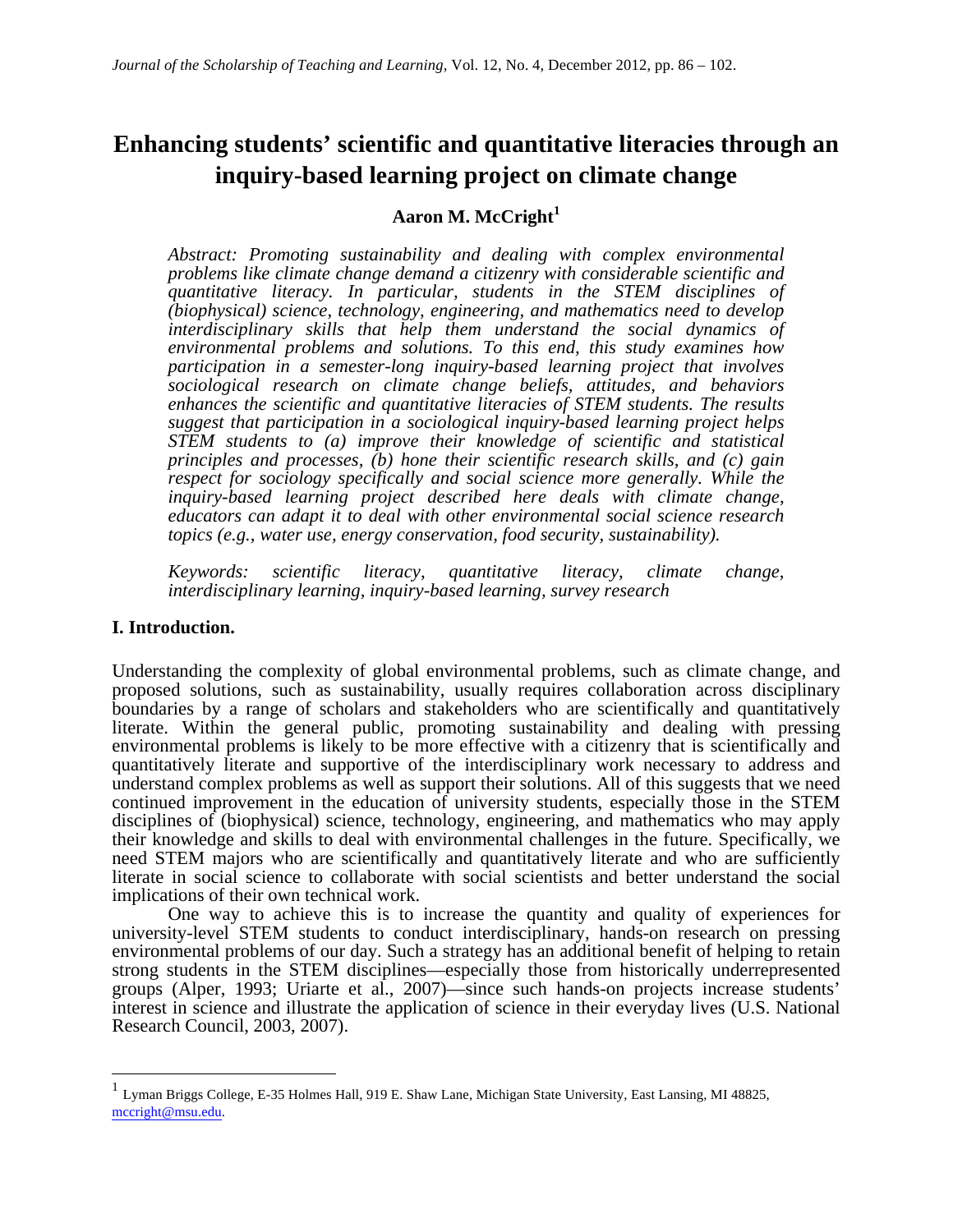# Enhancing students' scientific and quantitative literacies through an inquiry-based learning project on climate change

**Aaron M. McCright[1]**

*Abstract: Promoting sustainability and dealing with complex environmental problems like climate change demand a citizenry with considerable scientific and quantitative literacy. In particular, students in the STEM disciplines of (biophysical) science, technology, engineering, and mathematics need to develop interdisciplinary skills that help them understand the social dynamics of environmental problems and solutions. To this end, this study examines how participation in a semester-long inquiry-based learning project that involves sociological research on climate change beliefs, attitudes, and behaviors enhances the scientific and quantitative literacies of STEM students. The results suggest that participation in a sociological inquiry-based learning project helps STEM students to (a) improve their knowledge of scientific and statistical principles and processes, (b) hone their scientific research skills, and (c) gain respect for sociology specifically and social science more generally. While the inquiry-based learning project described here deals with climate change, educators can adapt it to deal with other environmental social science research topics (e.g., water use, energy conservation, food security, sustainability).*

*Keywords: scientific literacy, quantitative literacy, climate change, interdisciplinary learning, inquiry-based learning, survey research*

## I. Introduction.

Understanding the complexity of global environmental problems, such as climate change, and proposed solutions, such as sustainability, usually requires collaboration across disciplinary boundaries by a range of scholars and stakeholders who are scientifically and quantitatively literate. Within the general public, promoting sustainability and dealing with pressing environmental problems is likely to be more effective with a citizenry that is scientifically and quantitatively literate and supportive of the interdisciplinary work necessary to address and understand complex problems as well as support their solutions. All of this suggests that we need continued improvement in the education of university students, especially those in the STEM disciplines of (biophysical) science, technology, engineering, and mathematics who may apply their knowledge and skills to deal with environmental challenges in the future. Specifically, we need STEM majors who are scientifically and quantitatively literate and who are sufficiently literate in social science to collaborate with social scientists and better understand the social implications of their own technical work.

One way to achieve this is to increase the quantity and quality of experiences for university-level STEM students to conduct interdisciplinary, hands-on research on pressing environmental problems of our day. Such a strategy has an additional benefit of helping to retain strong students in the STEM disciplines—especially those from historically underrepresented groups (Alper, 1993; Uriarte et al., 2007)—since such hands-on projects increase students' interest in science and illustrate the application of science in their everyday lives (U.S. National Research Council, 2003, 2007).

---

[1] Lyman Briggs College, E-35 Holmes Hall, 919 E. Shaw Lane, Michigan State University, East Lansing, MI 48825, mccright@msu.edu.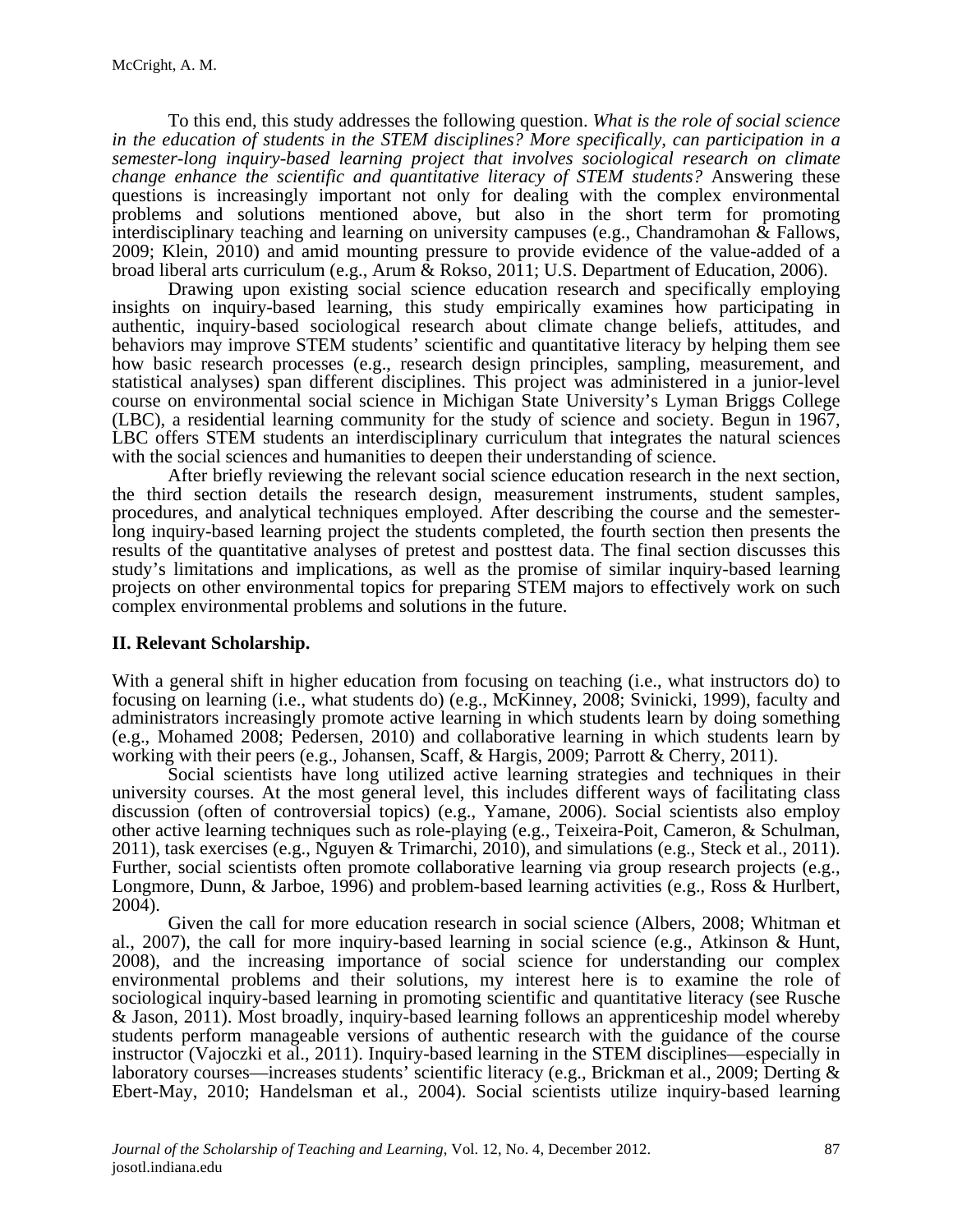To this end, this study addresses the following question. *What is the role of social science in the education of students in the STEM disciplines? More specifically, can participation in a semester-long inquiry-based learning project that involves sociological research on climate change enhance the scientific and quantitative literacy of STEM students?* Answering these questions is increasingly important not only for dealing with the complex environmental problems and solutions mentioned above, but also in the short term for promoting interdisciplinary teaching and learning on university campuses (e.g., Chandramohan & Fallows, 2009; Klein, 2010) and amid mounting pressure to provide evidence of the value-added of a broad liberal arts curriculum (e.g., Arum & Rokso, 2011; U.S. Department of Education, 2006).

Drawing upon existing social science education research and specifically employing insights on inquiry-based learning, this study empirically examines how participating in authentic, inquiry-based sociological research about climate change beliefs, attitudes, and behaviors may improve STEM students' scientific and quantitative literacy by helping them see how basic research processes (e.g., research design principles, sampling, measurement, and statistical analyses) span different disciplines. This project was administered in a junior-level course on environmental social science in Michigan State University's Lyman Briggs College (LBC), a residential learning community for the study of science and society. Begun in 1967, LBC offers STEM students an interdisciplinary curriculum that integrates the natural sciences with the social sciences and humanities to deepen their understanding of science.

After briefly reviewing the relevant social science education research in the next section, the third section details the research design, measurement instruments, student samples, procedures, and analytical techniques employed. After describing the course and the semester-long inquiry-based learning project the students completed, the fourth section then presents the results of the quantitative analyses of pretest and posttest data. The final section discusses this study's limitations and implications, as well as the promise of similar inquiry-based learning projects on other environmental topics for preparing STEM majors to effectively work on such complex environmental problems and solutions in the future.

## II. Relevant Scholarship.

With a general shift in higher education from focusing on teaching (i.e., what instructors do) to focusing on learning (i.e., what students do) (e.g., McKinney, 2008; Svinicki, 1999), faculty and administrators increasingly promote active learning in which students learn by doing something (e.g., Mohamed 2008; Pedersen, 2010) and collaborative learning in which students learn by working with their peers (e.g., Johansen, Scaff, & Hargis, 2009; Parrott & Cherry, 2011).

Social scientists have long utilized active learning strategies and techniques in their university courses. At the most general level, this includes different ways of facilitating class discussion (often of controversial topics) (e.g., Yamane, 2006). Social scientists also employ other active learning techniques such as role-playing (e.g., Teixeira-Poit, Cameron, & Schulman, 2011), task exercises (e.g., Nguyen & Trimarchi, 2010), and simulations (e.g., Steck et al., 2011). Further, social scientists often promote collaborative learning via group research projects (e.g., Longmore, Dunn, & Jarboe, 1996) and problem-based learning activities (e.g., Ross & Hurlbert, 2004).

Given the call for more education research in social science (Albers, 2008; Whitman et al., 2007), the call for more inquiry-based learning in social science (e.g., Atkinson & Hunt, 2008), and the increasing importance of social science for understanding our complex environmental problems and their solutions, my interest here is to examine the role of sociological inquiry-based learning in promoting scientific and quantitative literacy (see Rusche & Jason, 2011). Most broadly, inquiry-based learning follows an apprenticeship model whereby students perform manageable versions of authentic research with the guidance of the course instructor (Vajoczki et al., 2011). Inquiry-based learning in the STEM disciplines—especially in laboratory courses—increases students' scientific literacy (e.g., Brickman et al., 2009; Derting & Ebert-May, 2010; Handelsman et al., 2004). Social scientists utilize inquiry-based learning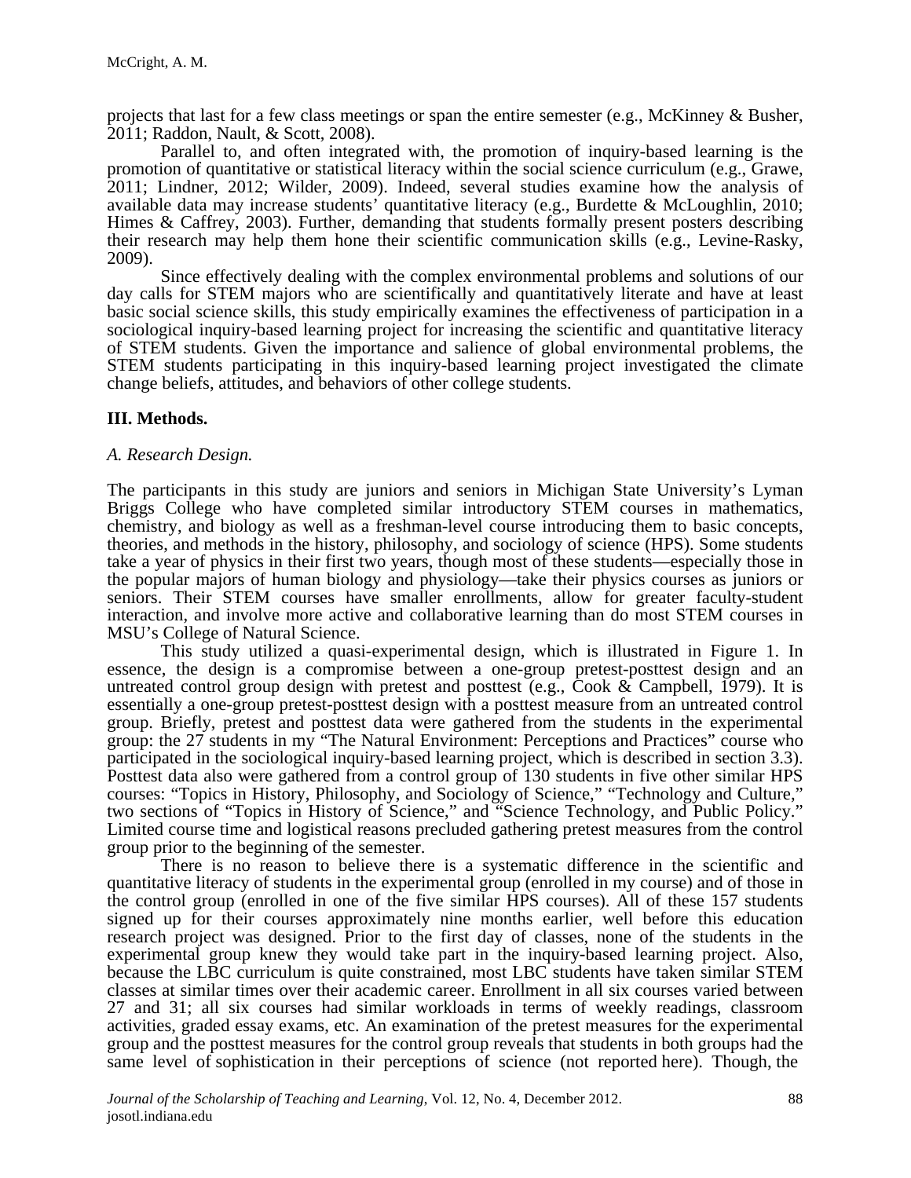projects that last for a few class meetings or span the entire semester (e.g., McKinney & Busher, 2011; Raddon, Nault, & Scott, 2008).

Parallel to, and often integrated with, the promotion of inquiry-based learning is the promotion of quantitative or statistical literacy within the social science curriculum (e.g., Grawe, 2011; Lindner, 2012; Wilder, 2009). Indeed, several studies examine how the analysis of available data may increase students' quantitative literacy (e.g., Burdette & McLoughlin, 2010; Himes & Caffrey, 2003). Further, demanding that students formally present posters describing their research may help them hone their scientific communication skills (e.g., Levine-Rasky, 2009).

Since effectively dealing with the complex environmental problems and solutions of our day calls for STEM majors who are scientifically and quantitatively literate and have at least basic social science skills, this study empirically examines the effectiveness of participation in a sociological inquiry-based learning project for increasing the scientific and quantitative literacy of STEM students. Given the importance and salience of global environmental problems, the STEM students participating in this inquiry-based learning project investigated the climate change beliefs, attitudes, and behaviors of other college students.

## III. Methods.

### *A. Research Design.*

The participants in this study are juniors and seniors in Michigan State University's Lyman Briggs College who have completed similar introductory STEM courses in mathematics, chemistry, and biology as well as a freshman-level course introducing them to basic concepts, theories, and methods in the history, philosophy, and sociology of science (HPS). Some students take a year of physics in their first two years, though most of these students—especially those in the popular majors of human biology and physiology—take their physics courses as juniors or seniors. Their STEM courses have smaller enrollments, allow for greater faculty-student interaction, and involve more active and collaborative learning than do most STEM courses in MSU's College of Natural Science.

This study utilized a quasi-experimental design, which is illustrated in Figure 1. In essence, the design is a compromise between a one-group pretest-posttest design and an untreated control group design with pretest and posttest (e.g., Cook & Campbell, 1979). It is essentially a one-group pretest-posttest design with a posttest measure from an untreated control group. Briefly, pretest and posttest data were gathered from the students in the experimental group: the 27 students in my "The Natural Environment: Perceptions and Practices" course who participated in the sociological inquiry-based learning project, which is described in section 3.3). Posttest data also were gathered from a control group of 130 students in five other similar HPS courses: "Topics in History, Philosophy, and Sociology of Science," "Technology and Culture," two sections of "Topics in History of Science," and "Science Technology, and Public Policy." Limited course time and logistical reasons precluded gathering pretest measures from the control group prior to the beginning of the semester.

There is no reason to believe there is a systematic difference in the scientific and quantitative literacy of students in the experimental group (enrolled in my course) and of those in the control group (enrolled in one of the five similar HPS courses). All of these 157 students signed up for their courses approximately nine months earlier, well before this education research project was designed. Prior to the first day of classes, none of the students in the experimental group knew they would take part in the inquiry-based learning project. Also, because the LBC curriculum is quite constrained, most LBC students have taken similar STEM classes at similar times over their academic career. Enrollment in all six courses varied between 27 and 31; all six courses had similar workloads in terms of weekly readings, classroom activities, graded essay exams, etc. An examination of the pretest measures for the experimental group and the posttest measures for the control group reveals that students in both groups had the same level of sophistication in their perceptions of science (not reported here). Though, the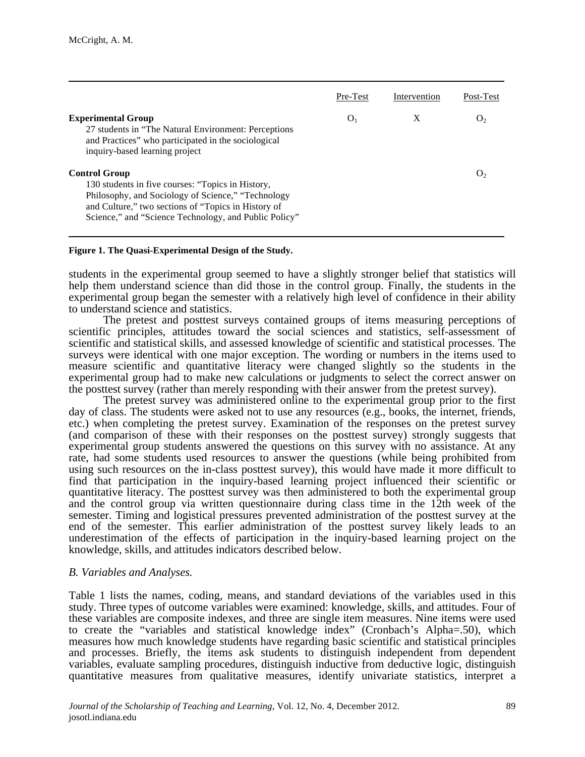| | Pre-Test | Intervention | Post-Test |
|---|---|---|---|
| **Experimental Group**<br>27 students in "The Natural Environment: Perceptions and Practices" who participated in the sociological inquiry-based learning project | $O_1$ | X | $O_2$ |
| **Control Group**<br>130 students in five courses: "Topics in History, Philosophy, and Sociology of Science," "Technology and Culture," two sections of "Topics in History of Science," and "Science Technology, and Public Policy" | | | $O_2$ |

**Figure 1. The Quasi-Experimental Design of the Study.**

students in the experimental group seemed to have a slightly stronger belief that statistics will help them understand science than did those in the control group. Finally, the students in the experimental group began the semester with a relatively high level of confidence in their ability to understand science and statistics.

The pretest and posttest surveys contained groups of items measuring perceptions of scientific principles, attitudes toward the social sciences and statistics, self-assessment of scientific and statistical skills, and assessed knowledge of scientific and statistical processes. The surveys were identical with one major exception. The wording or numbers in the items used to measure scientific and quantitative literacy were changed slightly so the students in the experimental group had to make new calculations or judgments to select the correct answer on the posttest survey (rather than merely responding with their answer from the pretest survey).

The pretest survey was administered online to the experimental group prior to the first day of class. The students were asked not to use any resources (e.g., books, the internet, friends, etc.) when completing the pretest survey. Examination of the responses on the pretest survey (and comparison of these with their responses on the posttest survey) strongly suggests that experimental group students answered the questions on this survey with no assistance. At any rate, had some students used resources to answer the questions (while being prohibited from using such resources on the in-class posttest survey), this would have made it more difficult to find that participation in the inquiry-based learning project influenced their scientific or quantitative literacy. The posttest survey was then administered to both the experimental group and the control group via written questionnaire during class time in the 12th week of the semester. Timing and logistical pressures prevented administration of the posttest survey at the end of the semester. This earlier administration of the posttest survey likely leads to an underestimation of the effects of participation in the inquiry-based learning project on the knowledge, skills, and attitudes indicators described below.

### *B. Variables and Analyses.*

Table 1 lists the names, coding, means, and standard deviations of the variables used in this study. Three types of outcome variables were examined: knowledge, skills, and attitudes. Four of these variables are composite indexes, and three are single item measures. Nine items were used to create the "variables and statistical knowledge index" (Cronbach's Alpha=.50), which measures how much knowledge students have regarding basic scientific and statistical principles and processes. Briefly, the items ask students to distinguish independent from dependent variables, evaluate sampling procedures, distinguish inductive from deductive logic, distinguish quantitative measures from qualitative measures, identify univariate statistics, interpret a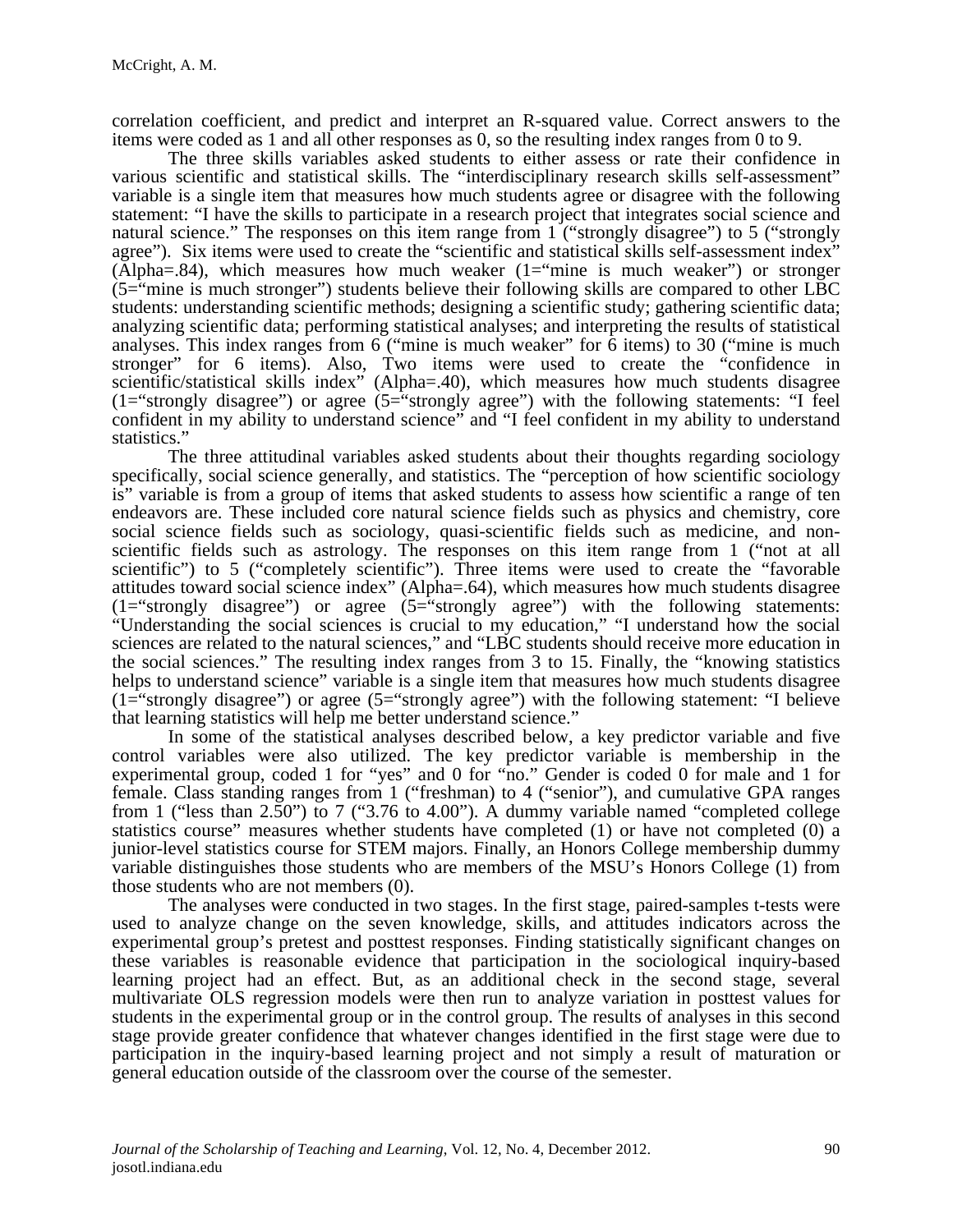correlation coefficient, and predict and interpret an R-squared value. Correct answers to the items were coded as 1 and all other responses as 0, so the resulting index ranges from 0 to 9.

The three skills variables asked students to either assess or rate their confidence in various scientific and statistical skills. The "interdisciplinary research skills self-assessment" variable is a single item that measures how much students agree or disagree with the following statement: "I have the skills to participate in a research project that integrates social science and natural science." The responses on this item range from 1 ("strongly disagree") to 5 ("strongly agree"). Six items were used to create the "scientific and statistical skills self-assessment index" (Alpha=.84), which measures how much weaker (1="mine is much weaker") or stronger (5="mine is much stronger") students believe their following skills are compared to other LBC students: understanding scientific methods; designing a scientific study; gathering scientific data; analyzing scientific data; performing statistical analyses; and interpreting the results of statistical analyses. This index ranges from 6 ("mine is much weaker" for 6 items) to 30 ("mine is much stronger" for 6 items). Also, Two items were used to create the "confidence in scientific/statistical skills index" (Alpha=.40), which measures how much students disagree (1="strongly disagree") or agree (5="strongly agree") with the following statements: "I feel confident in my ability to understand science" and "I feel confident in my ability to understand statistics."

The three attitudinal variables asked students about their thoughts regarding sociology specifically, social science generally, and statistics. The "perception of how scientific sociology is" variable is from a group of items that asked students to assess how scientific a range of ten endeavors are. These included core natural science fields such as physics and chemistry, core social science fields such as sociology, quasi-scientific fields such as medicine, and non-scientific fields such as astrology. The responses on this item range from 1 ("not at all scientific") to 5 ("completely scientific"). Three items were used to create the "favorable attitudes toward social science index" (Alpha=.64), which measures how much students disagree (1="strongly disagree") or agree (5="strongly agree") with the following statements: "Understanding the social sciences is crucial to my education," "I understand how the social sciences are related to the natural sciences," and "LBC students should receive more education in the social sciences." The resulting index ranges from 3 to 15. Finally, the "knowing statistics helps to understand science" variable is a single item that measures how much students disagree (1="strongly disagree") or agree (5="strongly agree") with the following statement: "I believe that learning statistics will help me better understand science."

In some of the statistical analyses described below, a key predictor variable and five control variables were also utilized. The key predictor variable is membership in the experimental group, coded 1 for "yes" and 0 for "no." Gender is coded 0 for male and 1 for female. Class standing ranges from 1 ("freshman) to 4 ("senior"), and cumulative GPA ranges from 1 ("less than 2.50") to 7 ("3.76 to 4.00"). A dummy variable named "completed college statistics course" measures whether students have completed (1) or have not completed (0) a junior-level statistics course for STEM majors. Finally, an Honors College membership dummy variable distinguishes those students who are members of the MSU's Honors College (1) from those students who are not members (0).

The analyses were conducted in two stages. In the first stage, paired-samples t-tests were used to analyze change on the seven knowledge, skills, and attitudes indicators across the experimental group's pretest and posttest responses. Finding statistically significant changes on these variables is reasonable evidence that participation in the sociological inquiry-based learning project had an effect. But, as an additional check in the second stage, several multivariate OLS regression models were then run to analyze variation in posttest values for students in the experimental group or in the control group. The results of analyses in this second stage provide greater confidence that whatever changes identified in the first stage were due to participation in the inquiry-based learning project and not simply a result of maturation or general education outside of the classroom over the course of the semester.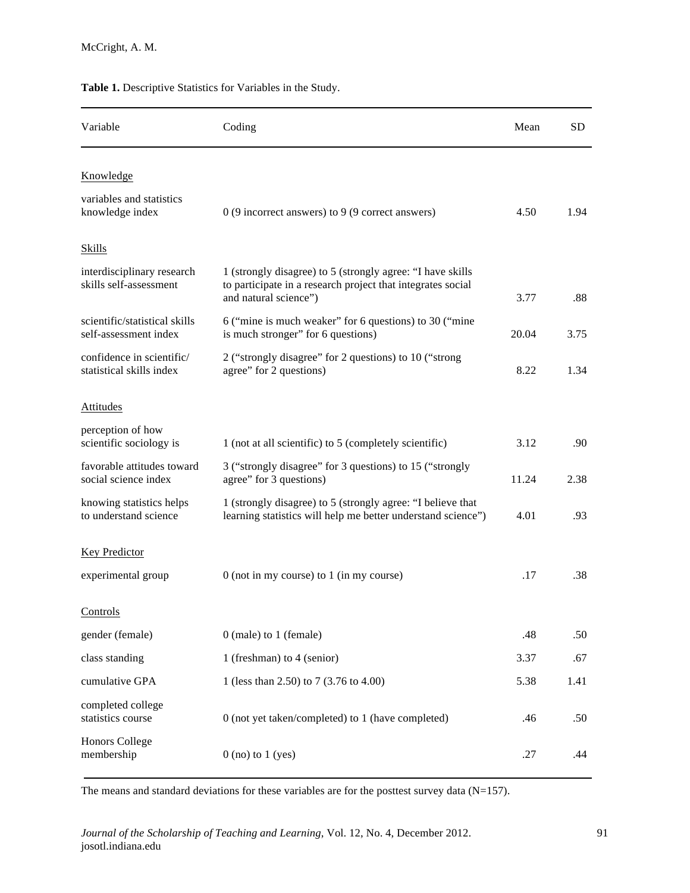**Table 1.** Descriptive Statistics for Variables in the Study.

| Variable | Coding | Mean | SD |
|---|---|---|---|
| Knowledge | | | |
| variables and statistics knowledge index | 0 (9 incorrect answers) to 9 (9 correct answers) | 4.50 | 1.94 |
| Skills | | | |
| interdisciplinary research skills self-assessment | 1 (strongly disagree) to 5 (strongly agree: "I have skills to participate in a research project that integrates social and natural science") | 3.77 | .88 |
| scientific/statistical skills self-assessment index | 6 ("mine is much weaker" for 6 questions) to 30 ("mine is much stronger" for 6 questions) | 20.04 | 3.75 |
| confidence in scientific/ statistical skills index | 2 ("strongly disagree" for 2 questions) to 10 ("strong agree" for 2 questions) | 8.22 | 1.34 |
| Attitudes | | | |
| perception of how scientific sociology is | 1 (not at all scientific) to 5 (completely scientific) | 3.12 | .90 |
| favorable attitudes toward social science index | 3 ("strongly disagree" for 3 questions) to 15 ("strongly agree" for 3 questions) | 11.24 | 2.38 |
| knowing statistics helps to understand science | 1 (strongly disagree) to 5 (strongly agree: "I believe that learning statistics will help me better understand science") | 4.01 | .93 |
| Key Predictor | | | |
| experimental group | 0 (not in my course) to 1 (in my course) | .17 | .38 |
| Controls | | | |
| gender (female) | 0 (male) to 1 (female) | .48 | .50 |
| class standing | 1 (freshman) to 4 (senior) | 3.37 | .67 |
| cumulative GPA | 1 (less than 2.50) to 7 (3.76 to 4.00) | 5.38 | 1.41 |
| completed college statistics course | 0 (not yet taken/completed) to 1 (have completed) | .46 | .50 |
| Honors College membership | 0 (no) to 1 (yes) | .27 | .44 |

The means and standard deviations for these variables are for the posttest survey data (N=157).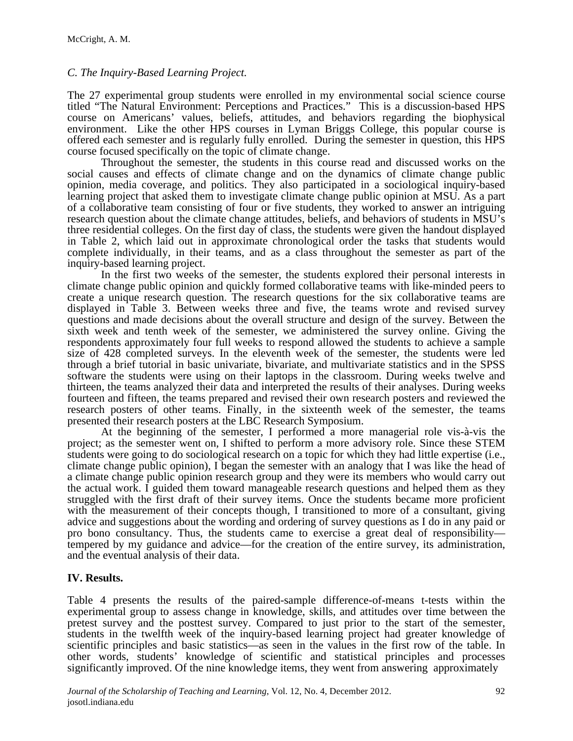### *C. The Inquiry-Based Learning Project.*

The 27 experimental group students were enrolled in my environmental social science course titled "The Natural Environment: Perceptions and Practices." This is a discussion-based HPS course on Americans' values, beliefs, attitudes, and behaviors regarding the biophysical environment. Like the other HPS courses in Lyman Briggs College, this popular course is offered each semester and is regularly fully enrolled. During the semester in question, this HPS course focused specifically on the topic of climate change.

Throughout the semester, the students in this course read and discussed works on the social causes and effects of climate change and on the dynamics of climate change public opinion, media coverage, and politics. They also participated in a sociological inquiry-based learning project that asked them to investigate climate change public opinion at MSU. As a part of a collaborative team consisting of four or five students, they worked to answer an intriguing research question about the climate change attitudes, beliefs, and behaviors of students in MSU's three residential colleges. On the first day of class, the students were given the handout displayed in Table 2, which laid out in approximate chronological order the tasks that students would complete individually, in their teams, and as a class throughout the semester as part of the inquiry-based learning project.

In the first two weeks of the semester, the students explored their personal interests in climate change public opinion and quickly formed collaborative teams with like-minded peers to create a unique research question. The research questions for the six collaborative teams are displayed in Table 3. Between weeks three and five, the teams wrote and revised survey questions and made decisions about the overall structure and design of the survey. Between the sixth week and tenth week of the semester, we administered the survey online. Giving the respondents approximately four full weeks to respond allowed the students to achieve a sample size of 428 completed surveys. In the eleventh week of the semester, the students were led through a brief tutorial in basic univariate, bivariate, and multivariate statistics and in the SPSS software the students were using on their laptops in the classroom. During weeks twelve and thirteen, the teams analyzed their data and interpreted the results of their analyses. During weeks fourteen and fifteen, the teams prepared and revised their own research posters and reviewed the research posters of other teams. Finally, in the sixteenth week of the semester, the teams presented their research posters at the LBC Research Symposium.

At the beginning of the semester, I performed a more managerial role vis-à-vis the project; as the semester went on, I shifted to perform a more advisory role. Since these STEM students were going to do sociological research on a topic for which they had little expertise (i.e., climate change public opinion), I began the semester with an analogy that I was like the head of a climate change public opinion research group and they were its members who would carry out the actual work. I guided them toward manageable research questions and helped them as they struggled with the first draft of their survey items. Once the students became more proficient with the measurement of their concepts though, I transitioned to more of a consultant, giving advice and suggestions about the wording and ordering of survey questions as I do in any paid or pro bono consultancy. Thus, the students came to exercise a great deal of responsibility—tempered by my guidance and advice—for the creation of the entire survey, its administration, and the eventual analysis of their data.

## IV. Results.

Table 4 presents the results of the paired-sample difference-of-means t-tests within the experimental group to assess change in knowledge, skills, and attitudes over time between the pretest survey and the posttest survey. Compared to just prior to the start of the semester, students in the twelfth week of the inquiry-based learning project had greater knowledge of scientific principles and basic statistics—as seen in the values in the first row of the table. In other words, students' knowledge of scientific and statistical principles and processes significantly improved. Of the nine knowledge items, they went from answering approximately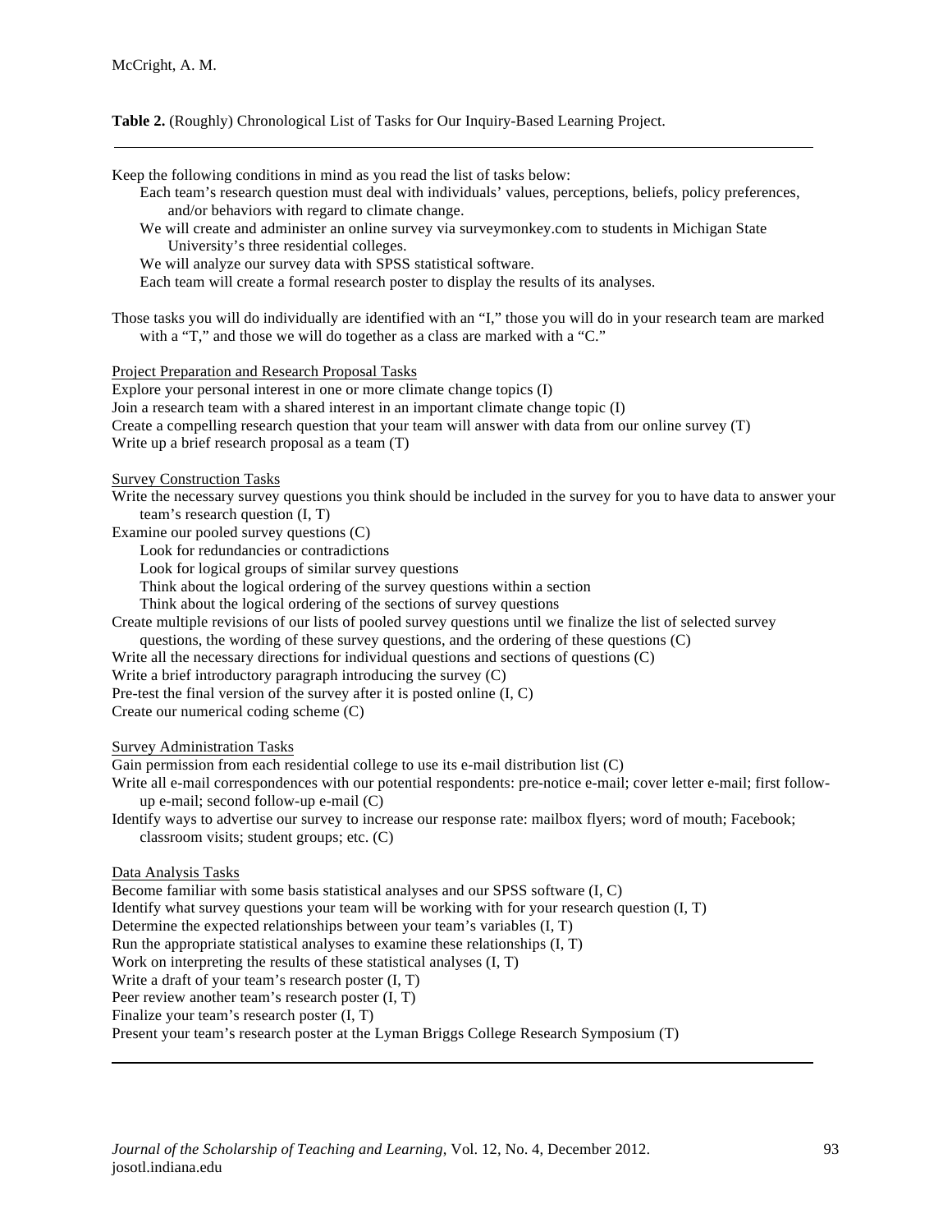**Table 2.** (Roughly) Chronological List of Tasks for Our Inquiry-Based Learning Project.

Keep the following conditions in mind as you read the list of tasks below:

- Each team's research question must deal with individuals' values, perceptions, beliefs, policy preferences, and/or behaviors with regard to climate change.
- We will create and administer an online survey via surveymonkey.com to students in Michigan State University's three residential colleges.
- We will analyze our survey data with SPSS statistical software.
- Each team will create a formal research poster to display the results of its analyses.

Those tasks you will do individually are identified with an "I," those you will do in your research team are marked with a "T," and those we will do together as a class are marked with a "C."

<u>Project Preparation and Research Proposal Tasks</u>

Explore your personal interest in one or more climate change topics (I)
Join a research team with a shared interest in an important climate change topic (I)
Create a compelling research question that your team will answer with data from our online survey (T)
Write up a brief research proposal as a team (T)

<u>Survey Construction Tasks</u>

Write the necessary survey questions you think should be included in the survey for you to have data to answer your team's research question (I, T)
Examine our pooled survey questions (C)

- Look for redundancies or contradictions
- Look for logical groups of similar survey questions
- Think about the logical ordering of the survey questions within a section
- Think about the logical ordering of the sections of survey questions

Create multiple revisions of our lists of pooled survey questions until we finalize the list of selected survey questions, the wording of these survey questions, and the ordering of these questions (C)
Write all the necessary directions for individual questions and sections of questions (C)
Write a brief introductory paragraph introducing the survey (C)
Pre-test the final version of the survey after it is posted online (I, C)
Create our numerical coding scheme (C)

<u>Survey Administration Tasks</u>

Gain permission from each residential college to use its e-mail distribution list (C)
Write all e-mail correspondences with our potential respondents: pre-notice e-mail; cover letter e-mail; first follow-up e-mail; second follow-up e-mail (C)
Identify ways to advertise our survey to increase our response rate: mailbox flyers; word of mouth; Facebook; classroom visits; student groups; etc. (C)

<u>Data Analysis Tasks</u>

Become familiar with some basis statistical analyses and our SPSS software (I, C)
Identify what survey questions your team will be working with for your research question (I, T)
Determine the expected relationships between your team's variables (I, T)
Run the appropriate statistical analyses to examine these relationships (I, T)
Work on interpreting the results of these statistical analyses (I, T)
Write a draft of your team's research poster (I, T)
Peer review another team's research poster (I, T)
Finalize your team's research poster (I, T)
Present your team's research poster at the Lyman Briggs College Research Symposium (T)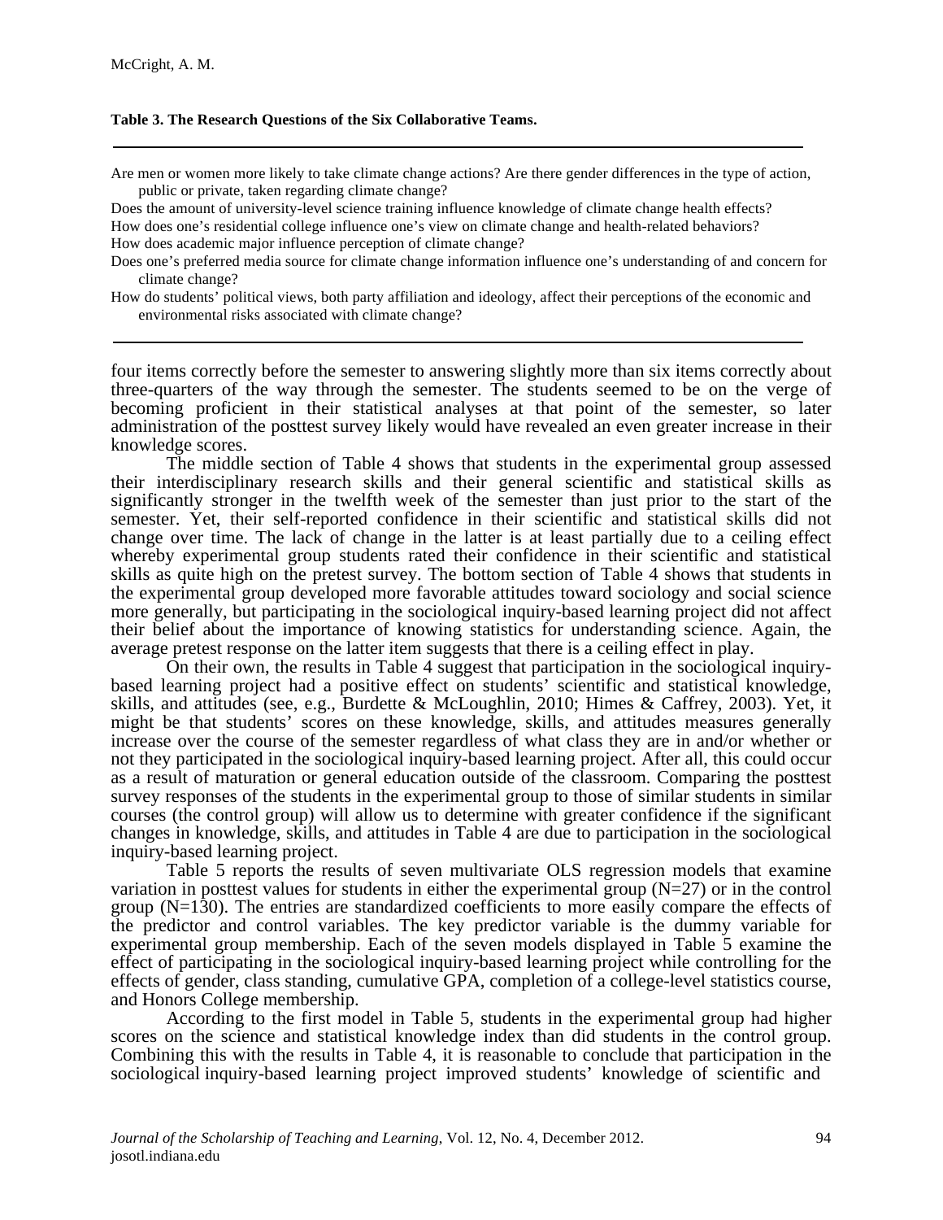**Table 3. The Research Questions of the Six Collaborative Teams.**

| |
|---|
| Are men or women more likely to take climate change actions? Are there gender differences in the type of action, public or private, taken regarding climate change? |
| Does the amount of university-level science training influence knowledge of climate change health effects? |
| How does one's residential college influence one's view on climate change and health-related behaviors? |
| How does academic major influence perception of climate change? |
| Does one's preferred media source for climate change information influence one's understanding of and concern for climate change? |
| How do students' political views, both party affiliation and ideology, affect their perceptions of the economic and environmental risks associated with climate change? |

four items correctly before the semester to answering slightly more than six items correctly about three-quarters of the way through the semester. The students seemed to be on the verge of becoming proficient in their statistical analyses at that point of the semester, so later administration of the posttest survey likely would have revealed an even greater increase in their knowledge scores.

The middle section of Table 4 shows that students in the experimental group assessed their interdisciplinary research skills and their general scientific and statistical skills as significantly stronger in the twelfth week of the semester than just prior to the start of the semester. Yet, their self-reported confidence in their scientific and statistical skills did not change over time. The lack of change in the latter is at least partially due to a ceiling effect whereby experimental group students rated their confidence in their scientific and statistical skills as quite high on the pretest survey. The bottom section of Table 4 shows that students in the experimental group developed more favorable attitudes toward sociology and social science more generally, but participating in the sociological inquiry-based learning project did not affect their belief about the importance of knowing statistics for understanding science. Again, the average pretest response on the latter item suggests that there is a ceiling effect in play.

On their own, the results in Table 4 suggest that participation in the sociological inquiry-based learning project had a positive effect on students' scientific and statistical knowledge, skills, and attitudes (see, e.g., Burdette & McLoughlin, 2010; Himes & Caffrey, 2003). Yet, it might be that students' scores on these knowledge, skills, and attitudes measures generally increase over the course of the semester regardless of what class they are in and/or whether or not they participated in the sociological inquiry-based learning project. After all, this could occur as a result of maturation or general education outside of the classroom. Comparing the posttest survey responses of the students in the experimental group to those of similar students in similar courses (the control group) will allow us to determine with greater confidence if the significant changes in knowledge, skills, and attitudes in Table 4 are due to participation in the sociological inquiry-based learning project.

Table 5 reports the results of seven multivariate OLS regression models that examine variation in posttest values for students in either the experimental group (N=27) or in the control group (N=130). The entries are standardized coefficients to more easily compare the effects of the predictor and control variables. The key predictor variable is the dummy variable for experimental group membership. Each of the seven models displayed in Table 5 examine the effect of participating in the sociological inquiry-based learning project while controlling for the effects of gender, class standing, cumulative GPA, completion of a college-level statistics course, and Honors College membership.

According to the first model in Table 5, students in the experimental group had higher scores on the science and statistical knowledge index than did students in the control group. Combining this with the results in Table 4, it is reasonable to conclude that participation in the sociological inquiry-based learning project improved students' knowledge of scientific and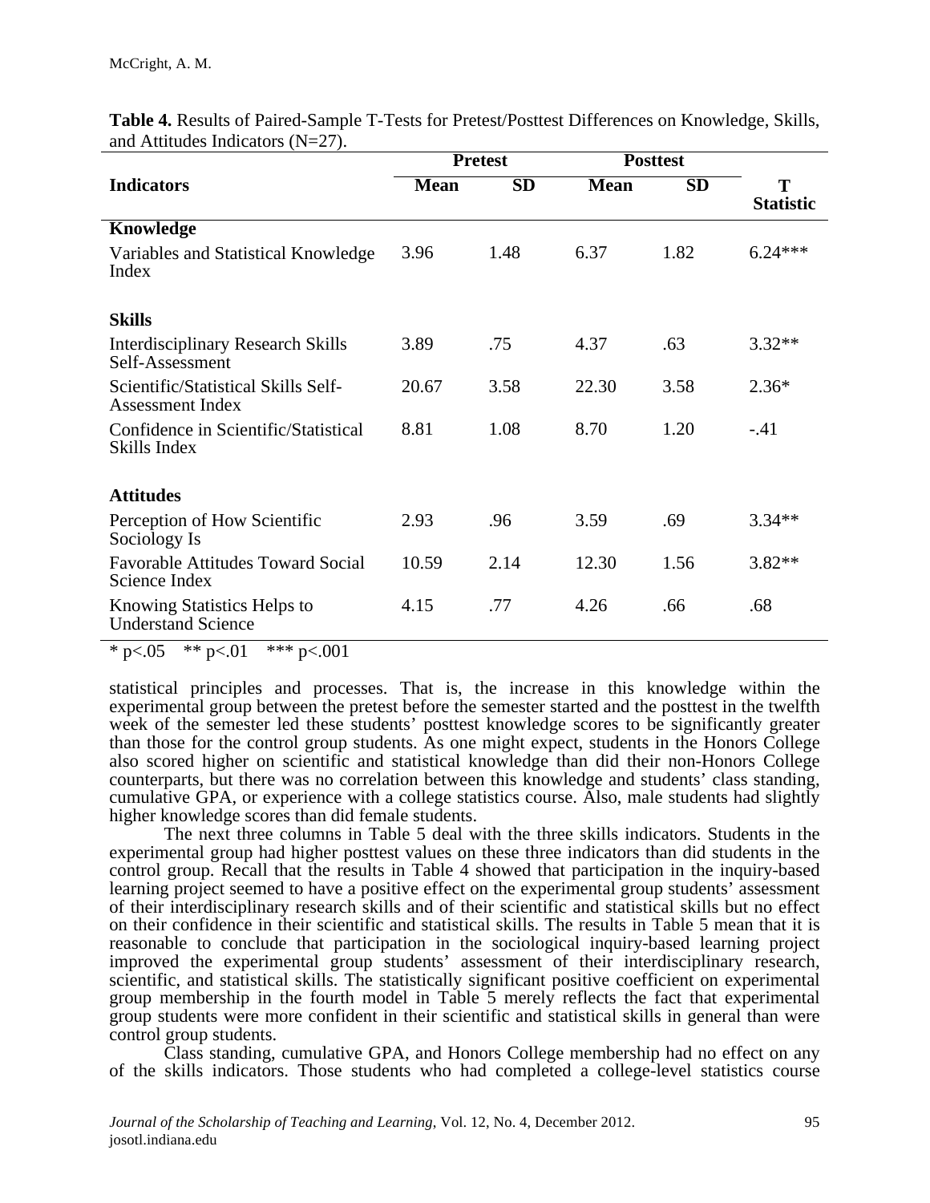**Table 4.** Results of Paired-Sample T-Tests for Pretest/Posttest Differences on Knowledge, Skills, and Attitudes Indicators (N=27).

| Indicators | Pretest | | Posttest | | T Statistic |
|---|---|---|---|---|---|
| | Mean | SD | Mean | SD | |
| **Knowledge** | | | | | |
| Variables and Statistical Knowledge Index | 3.96 | 1.48 | 6.37 | 1.82 | 6.24*** |
| **Skills** | | | | | |
| Interdisciplinary Research Skills Self-Assessment | 3.89 | .75 | 4.37 | .63 | 3.32** |
| Scientific/Statistical Skills Self-Assessment Index | 20.67 | 3.58 | 22.30 | 3.58 | 2.36* |
| Confidence in Scientific/Statistical Skills Index | 8.81 | 1.08 | 8.70 | 1.20 | -.41 |
| **Attitudes** | | | | | |
| Perception of How Scientific Sociology Is | 2.93 | .96 | 3.59 | .69 | 3.34** |
| Favorable Attitudes Toward Social Science Index | 10.59 | 2.14 | 12.30 | 1.56 | 3.82** |
| Knowing Statistics Helps to Understand Science | 4.15 | .77 | 4.26 | .66 | .68 |

\* p<.05 &nbsp;&nbsp; ** p<.01 &nbsp;&nbsp; *** p<.001

statistical principles and processes. That is, the increase in this knowledge within the experimental group between the pretest before the semester started and the posttest in the twelfth week of the semester led these students' posttest knowledge scores to be significantly greater than those for the control group students. As one might expect, students in the Honors College also scored higher on scientific and statistical knowledge than did their non-Honors College counterparts, but there was no correlation between this knowledge and students' class standing, cumulative GPA, or experience with a college statistics course. Also, male students had slightly higher knowledge scores than did female students.

The next three columns in Table 5 deal with the three skills indicators. Students in the experimental group had higher posttest values on these three indicators than did students in the control group. Recall that the results in Table 4 showed that participation in the inquiry-based learning project seemed to have a positive effect on the experimental group students' assessment of their interdisciplinary research skills and of their scientific and statistical skills but no effect on their confidence in their scientific and statistical skills. The results in Table 5 mean that it is reasonable to conclude that participation in the sociological inquiry-based learning project improved the experimental group students' assessment of their interdisciplinary research, scientific, and statistical skills. The statistically significant positive coefficient on experimental group membership in the fourth model in Table 5 merely reflects the fact that experimental group students were more confident in their scientific and statistical skills in general than were control group students.

Class standing, cumulative GPA, and Honors College membership had no effect on any of the skills indicators. Those students who had completed a college-level statistics course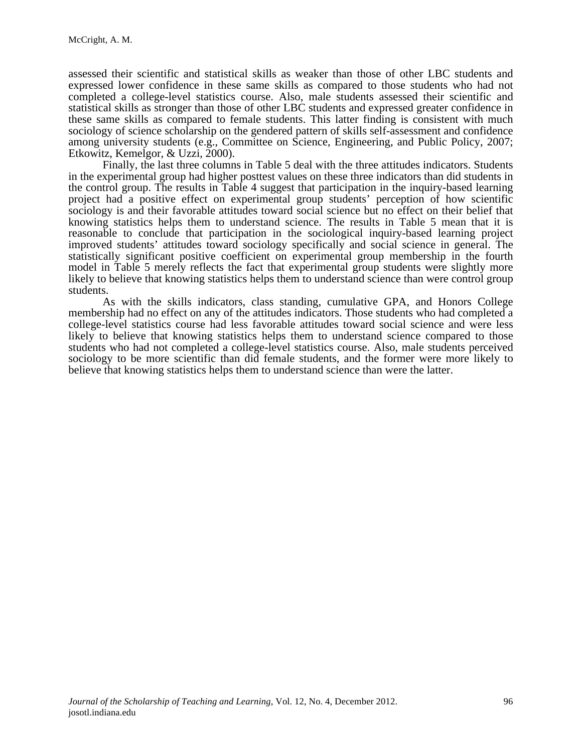assessed their scientific and statistical skills as weaker than those of other LBC students and expressed lower confidence in these same skills as compared to those students who had not completed a college-level statistics course. Also, male students assessed their scientific and statistical skills as stronger than those of other LBC students and expressed greater confidence in these same skills as compared to female students. This latter finding is consistent with much sociology of science scholarship on the gendered pattern of skills self-assessment and confidence among university students (e.g., Committee on Science, Engineering, and Public Policy, 2007; Etkowitz, Kemelgor, & Uzzi, 2000).

Finally, the last three columns in Table 5 deal with the three attitudes indicators. Students in the experimental group had higher posttest values on these three indicators than did students in the control group. The results in Table 4 suggest that participation in the inquiry-based learning project had a positive effect on experimental group students' perception of how scientific sociology is and their favorable attitudes toward social science but no effect on their belief that knowing statistics helps them to understand science. The results in Table 5 mean that it is reasonable to conclude that participation in the sociological inquiry-based learning project improved students' attitudes toward sociology specifically and social science in general. The statistically significant positive coefficient on experimental group membership in the fourth model in Table 5 merely reflects the fact that experimental group students were slightly more likely to believe that knowing statistics helps them to understand science than were control group students.

As with the skills indicators, class standing, cumulative GPA, and Honors College membership had no effect on any of the attitudes indicators. Those students who had completed a college-level statistics course had less favorable attitudes toward social science and were less likely to believe that knowing statistics helps them to understand science compared to those students who had not completed a college-level statistics course. Also, male students perceived sociology to be more scientific than did female students, and the former were more likely to believe that knowing statistics helps them to understand science than were the latter.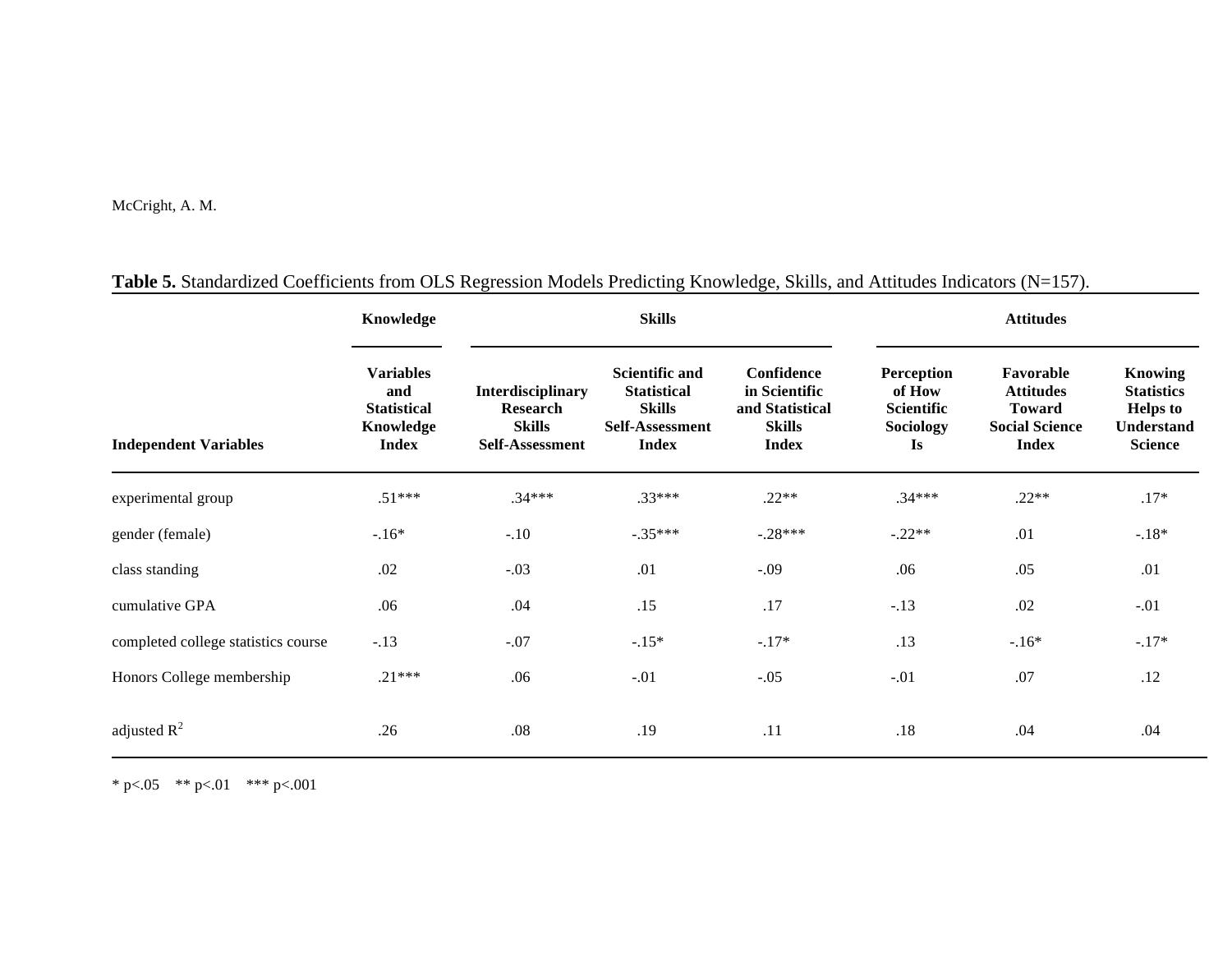**Table 5.** Standardized Coefficients from OLS Regression Models Predicting Knowledge, Skills, and Attitudes Indicators (N=157).

| | Knowledge | Skills | | | Attitudes | | |
|---|---|---|---|---|---|---|---|
| **Independent Variables** | **Variables and Statistical Knowledge Index** | **Interdisciplinary Research Skills Self-Assessment** | **Scientific and Statistical Skills Self-Assessment Index** | **Confidence in Scientific and Statistical Skills Index** | **Perception of How Scientific Sociology Is** | **Favorable Attitudes Toward Social Science Index** | **Knowing Statistics Helps to Understand Science** |
| experimental group | .51*** | .34*** | .33*** | .22** | .34*** | .22** | .17* |
| gender (female) | -.16* | -.10 | -.35*** | -.28*** | -.22** | .01 | -.18* |
| class standing | .02 | -.03 | .01 | -.09 | .06 | .05 | .01 |
| cumulative GPA | .06 | .04 | .15 | .17 | -.13 | .02 | -.01 |
| completed college statistics course | -.13 | -.07 | -.15* | -.17* | .13 | -.16* | -.17* |
| Honors College membership | .21*** | .06 | -.01 | -.05 | -.01 | .07 | .12 |
| adjusted $R^2$ | .26 | .08 | .19 | .11 | .18 | .04 | .04 |

* p<.05 ** p<.01 *** p<.001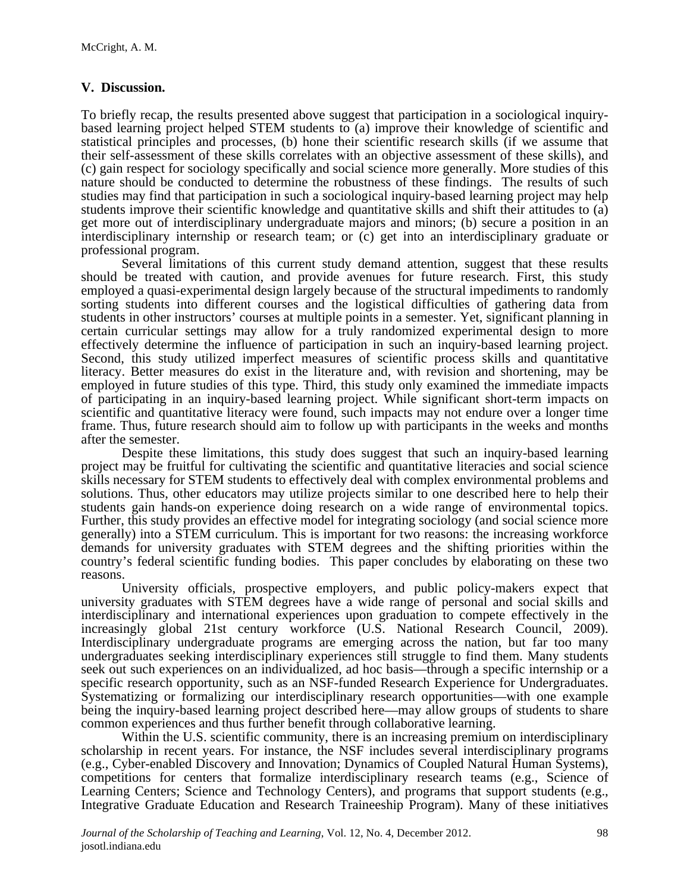## V. Discussion.

To briefly recap, the results presented above suggest that participation in a sociological inquiry-based learning project helped STEM students to (a) improve their knowledge of scientific and statistical principles and processes, (b) hone their scientific research skills (if we assume that their self-assessment of these skills correlates with an objective assessment of these skills), and (c) gain respect for sociology specifically and social science more generally. More studies of this nature should be conducted to determine the robustness of these findings. The results of such studies may find that participation in such a sociological inquiry-based learning project may help students improve their scientific knowledge and quantitative skills and shift their attitudes to (a) get more out of interdisciplinary undergraduate majors and minors; (b) secure a position in an interdisciplinary internship or research team; or (c) get into an interdisciplinary graduate or professional program.

Several limitations of this current study demand attention, suggest that these results should be treated with caution, and provide avenues for future research. First, this study employed a quasi-experimental design largely because of the structural impediments to randomly sorting students into different courses and the logistical difficulties of gathering data from students in other instructors' courses at multiple points in a semester. Yet, significant planning in certain curricular settings may allow for a truly randomized experimental design to more effectively determine the influence of participation in such an inquiry-based learning project. Second, this study utilized imperfect measures of scientific process skills and quantitative literacy. Better measures do exist in the literature and, with revision and shortening, may be employed in future studies of this type. Third, this study only examined the immediate impacts of participating in an inquiry-based learning project. While significant short-term impacts on scientific and quantitative literacy were found, such impacts may not endure over a longer time frame. Thus, future research should aim to follow up with participants in the weeks and months after the semester.

Despite these limitations, this study does suggest that such an inquiry-based learning project may be fruitful for cultivating the scientific and quantitative literacies and social science skills necessary for STEM students to effectively deal with complex environmental problems and solutions. Thus, other educators may utilize projects similar to one described here to help their students gain hands-on experience doing research on a wide range of environmental topics. Further, this study provides an effective model for integrating sociology (and social science more generally) into a STEM curriculum. This is important for two reasons: the increasing workforce demands for university graduates with STEM degrees and the shifting priorities within the country's federal scientific funding bodies. This paper concludes by elaborating on these two reasons.

University officials, prospective employers, and public policy-makers expect that university graduates with STEM degrees have a wide range of personal and social skills and interdisciplinary and international experiences upon graduation to compete effectively in the increasingly global 21st century workforce (U.S. National Research Council, 2009). Interdisciplinary undergraduate programs are emerging across the nation, but far too many undergraduates seeking interdisciplinary experiences still struggle to find them. Many students seek out such experiences on an individualized, ad hoc basis—through a specific internship or a specific research opportunity, such as an NSF-funded Research Experience for Undergraduates. Systematizing or formalizing our interdisciplinary research opportunities—with one example being the inquiry-based learning project described here—may allow groups of students to share common experiences and thus further benefit through collaborative learning.

Within the U.S. scientific community, there is an increasing premium on interdisciplinary scholarship in recent years. For instance, the NSF includes several interdisciplinary programs (e.g., Cyber-enabled Discovery and Innovation; Dynamics of Coupled Natural Human Systems), competitions for centers that formalize interdisciplinary research teams (e.g., Science of Learning Centers; Science and Technology Centers), and programs that support students (e.g., Integrative Graduate Education and Research Traineeship Program). Many of these initiatives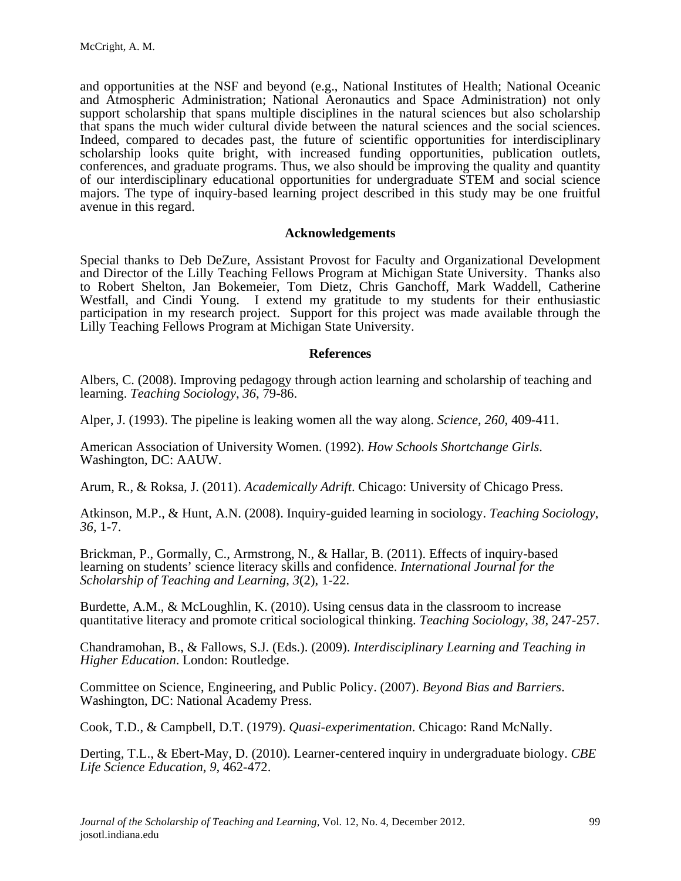and opportunities at the NSF and beyond (e.g., National Institutes of Health; National Oceanic and Atmospheric Administration; National Aeronautics and Space Administration) not only support scholarship that spans multiple disciplines in the natural sciences but also scholarship that spans the much wider cultural divide between the natural sciences and the social sciences. Indeed, compared to decades past, the future of scientific opportunities for interdisciplinary scholarship looks quite bright, with increased funding opportunities, publication outlets, conferences, and graduate programs. Thus, we also should be improving the quality and quantity of our interdisciplinary educational opportunities for undergraduate STEM and social science majors. The type of inquiry-based learning project described in this study may be one fruitful avenue in this regard.

## Acknowledgements

Special thanks to Deb DeZure, Assistant Provost for Faculty and Organizational Development and Director of the Lilly Teaching Fellows Program at Michigan State University. Thanks also to Robert Shelton, Jan Bokemeier, Tom Dietz, Chris Ganchoff, Mark Waddell, Catherine Westfall, and Cindi Young. I extend my gratitude to my students for their enthusiastic participation in my research project. Support for this project was made available through the Lilly Teaching Fellows Program at Michigan State University.

## References

Albers, C. (2008). Improving pedagogy through action learning and scholarship of teaching and learning. *Teaching Sociology*, *36*, 79-86.

Alper, J. (1993). The pipeline is leaking women all the way along. *Science*, *260*, 409-411.

American Association of University Women. (1992). *How Schools Shortchange Girls*. Washington, DC: AAUW.

Arum, R., & Roksa, J. (2011). *Academically Adrift*. Chicago: University of Chicago Press.

Atkinson, M.P., & Hunt, A.N. (2008). Inquiry-guided learning in sociology. *Teaching Sociology*, *36*, 1-7.

Brickman, P., Gormally, C., Armstrong, N., & Hallar, B. (2011). Effects of inquiry-based learning on students' science literacy skills and confidence. *International Journal for the Scholarship of Teaching and Learning*, *3*(2), 1-22.

Burdette, A.M., & McLoughlin, K. (2010). Using census data in the classroom to increase quantitative literacy and promote critical sociological thinking. *Teaching Sociology*, *38*, 247-257.

Chandramohan, B., & Fallows, S.J. (Eds.). (2009). *Interdisciplinary Learning and Teaching in Higher Education*. London: Routledge.

Committee on Science, Engineering, and Public Policy. (2007). *Beyond Bias and Barriers*. Washington, DC: National Academy Press.

Cook, T.D., & Campbell, D.T. (1979). *Quasi-experimentation*. Chicago: Rand McNally.

Derting, T.L., & Ebert-May, D. (2010). Learner-centered inquiry in undergraduate biology. *CBE Life Science Education*, *9*, 462-472.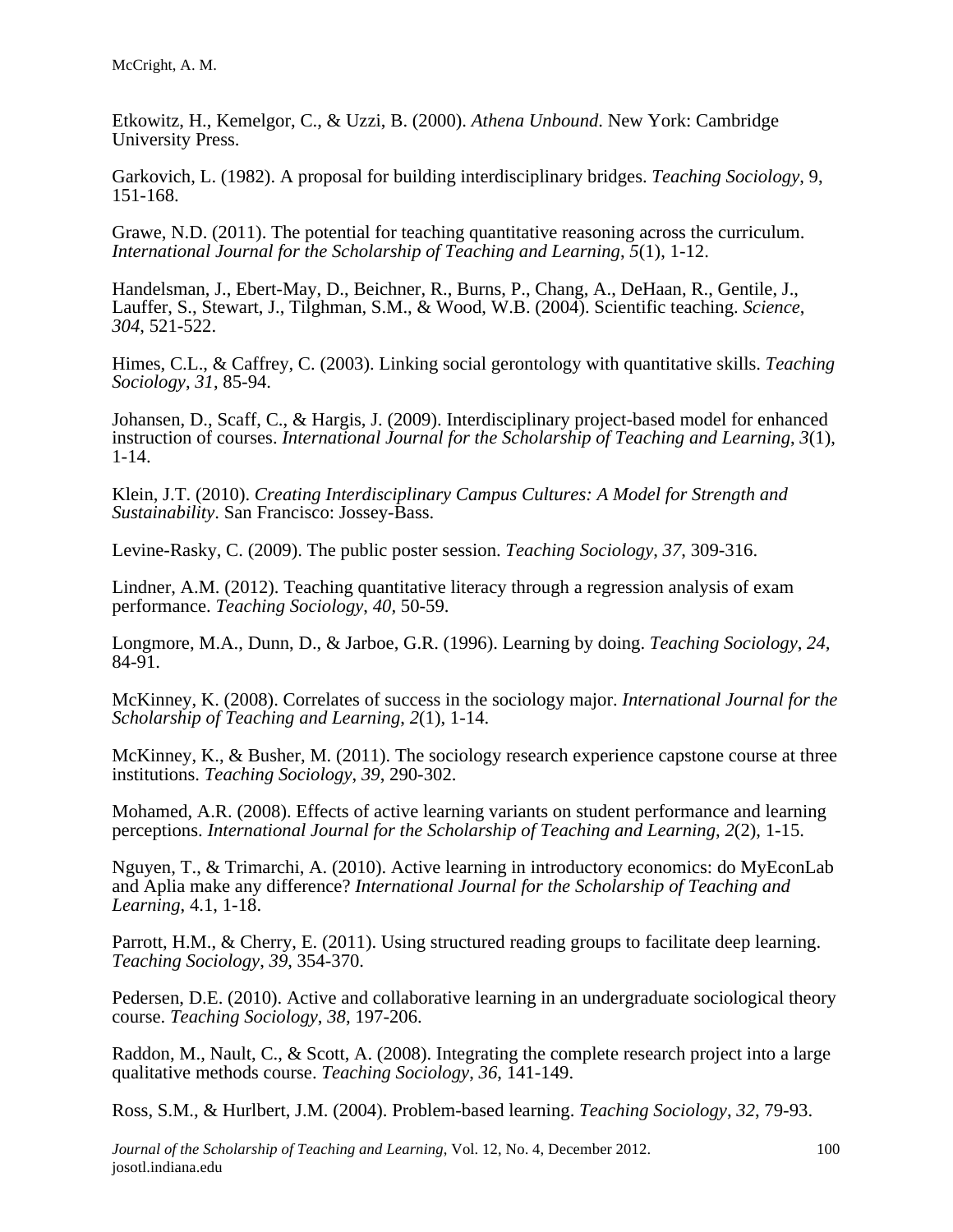Etkowitz, H., Kemelgor, C., & Uzzi, B. (2000). *Athena Unbound*. New York: Cambridge University Press.

Garkovich, L. (1982). A proposal for building interdisciplinary bridges. *Teaching Sociology*, 9, 151-168.

Grawe, N.D. (2011). The potential for teaching quantitative reasoning across the curriculum. *International Journal for the Scholarship of Teaching and Learning*, *5*(1), 1-12.

Handelsman, J., Ebert-May, D., Beichner, R., Burns, P., Chang, A., DeHaan, R., Gentile, J., Lauffer, S., Stewart, J., Tilghman, S.M., & Wood, W.B. (2004). Scientific teaching. *Science*, *304*, 521-522.

Himes, C.L., & Caffrey, C. (2003). Linking social gerontology with quantitative skills. *Teaching Sociology*, *31*, 85-94.

Johansen, D., Scaff, C., & Hargis, J. (2009). Interdisciplinary project-based model for enhanced instruction of courses. *International Journal for the Scholarship of Teaching and Learning*, *3*(1), 1-14.

Klein, J.T. (2010). *Creating Interdisciplinary Campus Cultures: A Model for Strength and Sustainability*. San Francisco: Jossey-Bass.

Levine-Rasky, C. (2009). The public poster session. *Teaching Sociology*, *37*, 309-316.

Lindner, A.M. (2012). Teaching quantitative literacy through a regression analysis of exam performance. *Teaching Sociology*, *40*, 50-59.

Longmore, M.A., Dunn, D., & Jarboe, G.R. (1996). Learning by doing. *Teaching Sociology*, *24*, 84-91.

McKinney, K. (2008). Correlates of success in the sociology major. *International Journal for the Scholarship of Teaching and Learning*, *2*(1), 1-14.

McKinney, K., & Busher, M. (2011). The sociology research experience capstone course at three institutions. *Teaching Sociology*, *39*, 290-302.

Mohamed, A.R. (2008). Effects of active learning variants on student performance and learning perceptions. *International Journal for the Scholarship of Teaching and Learning*, *2*(2), 1-15.

Nguyen, T., & Trimarchi, A. (2010). Active learning in introductory economics: do MyEconLab and Aplia make any difference? *International Journal for the Scholarship of Teaching and Learning*, 4.1, 1-18.

Parrott, H.M., & Cherry, E. (2011). Using structured reading groups to facilitate deep learning. *Teaching Sociology*, *39*, 354-370.

Pedersen, D.E. (2010). Active and collaborative learning in an undergraduate sociological theory course. *Teaching Sociology*, *38*, 197-206.

Raddon, M., Nault, C., & Scott, A. (2008). Integrating the complete research project into a large qualitative methods course. *Teaching Sociology*, *36*, 141-149.

Ross, S.M., & Hurlbert, J.M. (2004). Problem-based learning. *Teaching Sociology*, *32*, 79-93.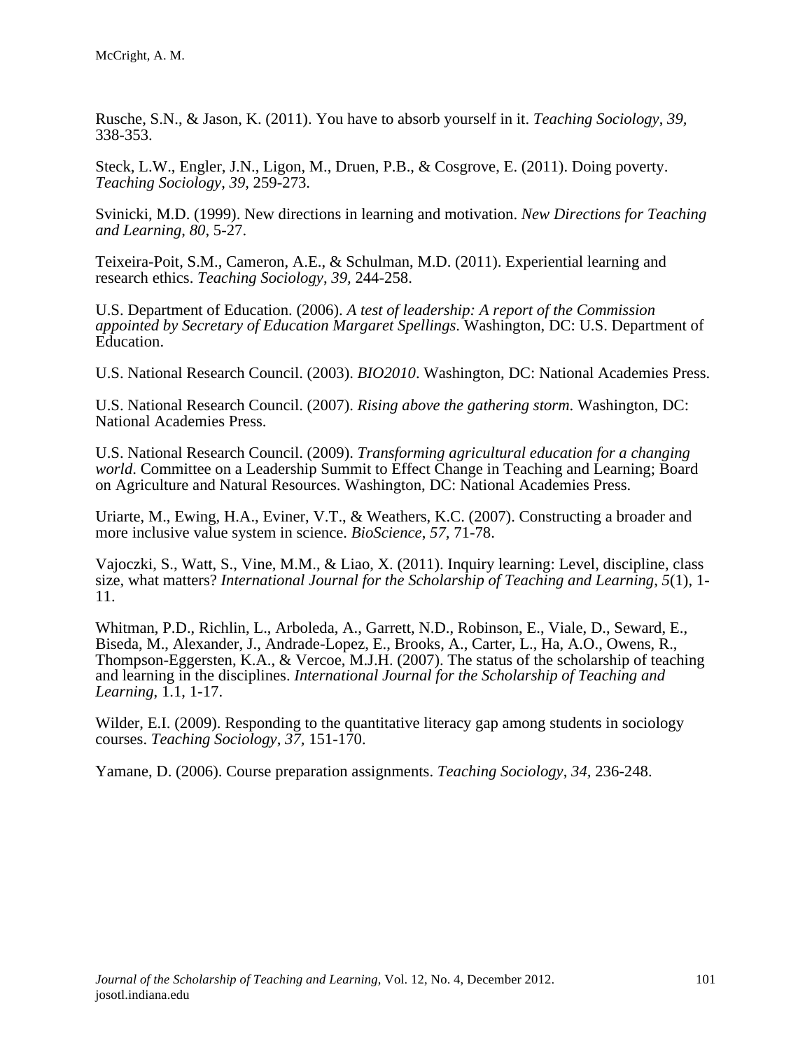Rusche, S.N., & Jason, K. (2011). You have to absorb yourself in it. *Teaching Sociology*, *39*, 338-353.

Steck, L.W., Engler, J.N., Ligon, M., Druen, P.B., & Cosgrove, E. (2011). Doing poverty. *Teaching Sociology*, *39*, 259-273.

Svinicki, M.D. (1999). New directions in learning and motivation. *New Directions for Teaching and Learning, 80*, 5-27.

Teixeira-Poit, S.M., Cameron, A.E., & Schulman, M.D. (2011). Experiential learning and research ethics. *Teaching Sociology*, *39*, 244-258.

U.S. Department of Education. (2006). *A test of leadership: A report of the Commission appointed by Secretary of Education Margaret Spellings*. Washington, DC: U.S. Department of Education.

U.S. National Research Council. (2003). *BIO2010*. Washington, DC: National Academies Press.

U.S. National Research Council. (2007). *Rising above the gathering storm*. Washington, DC: National Academies Press.

U.S. National Research Council. (2009). *Transforming agricultural education for a changing world*. Committee on a Leadership Summit to Effect Change in Teaching and Learning; Board on Agriculture and Natural Resources. Washington, DC: National Academies Press.

Uriarte, M., Ewing, H.A., Eviner, V.T., & Weathers, K.C. (2007). Constructing a broader and more inclusive value system in science. *BioScience*, *57,* 71-78.

Vajoczki, S., Watt, S., Vine, M.M., & Liao, X. (2011). Inquiry learning: Level, discipline, class size, what matters? *International Journal for the Scholarship of Teaching and Learning*, *5*(1), 1-11.

Whitman, P.D., Richlin, L., Arboleda, A., Garrett, N.D., Robinson, E., Viale, D., Seward, E., Biseda, M., Alexander, J., Andrade-Lopez, E., Brooks, A., Carter, L., Ha, A.O., Owens, R., Thompson-Eggersten, K.A., & Vercoe, M.J.H. (2007). The status of the scholarship of teaching and learning in the disciplines. *International Journal for the Scholarship of Teaching and Learning*, 1.1, 1-17.

Wilder, E.I. (2009). Responding to the quantitative literacy gap among students in sociology courses. *Teaching Sociology*, *37,* 151-170.

Yamane, D. (2006). Course preparation assignments. *Teaching Sociology*, *34*, 236-248.